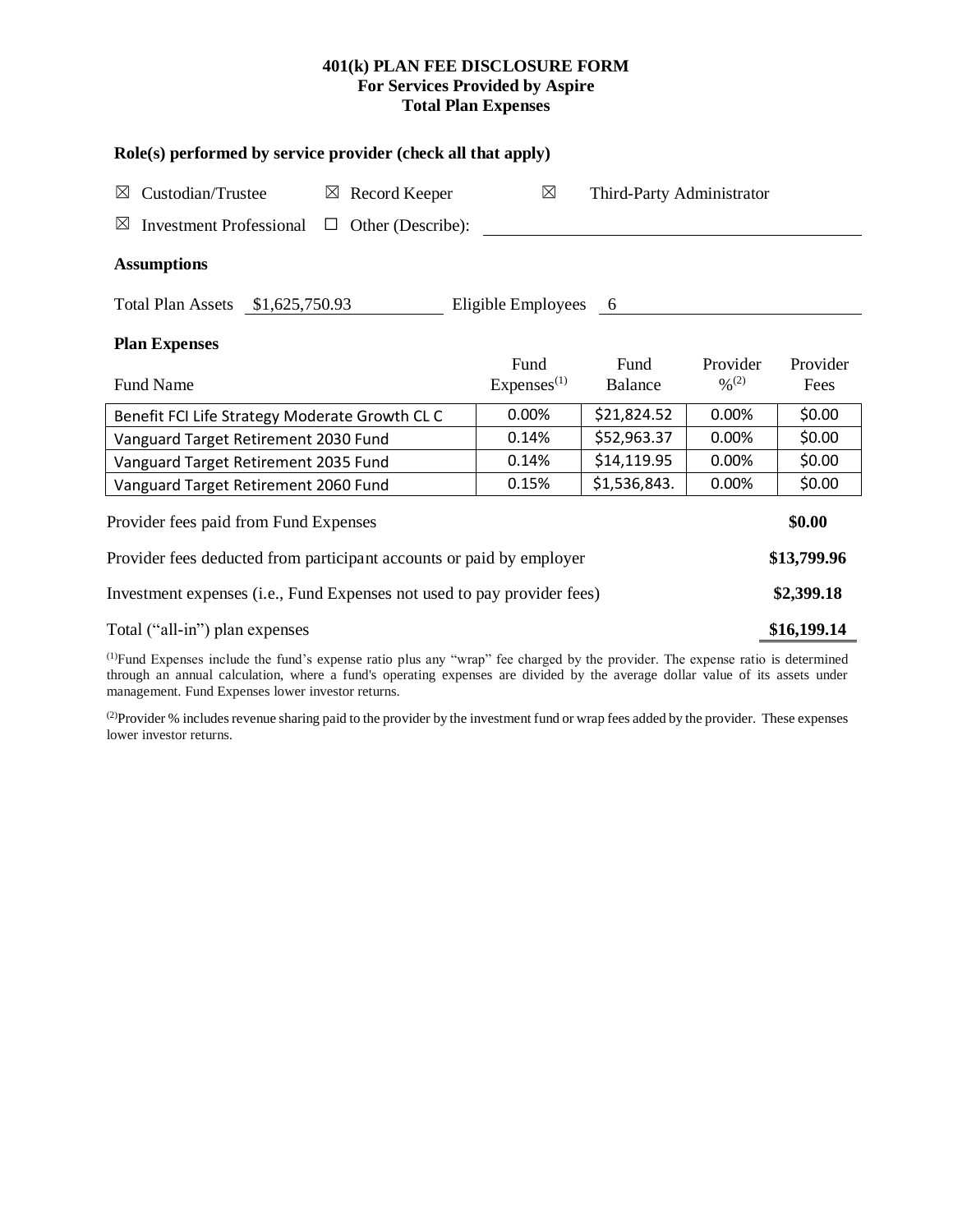# 401(k) PLAN FEE DISCLOSURE FORM
## For Services Provided by Aspire
## Total Plan Expenses

### Role(s) performed by service provider (check all that apply)

☒ Custodian/Trustee ☒ Record Keeper ☒ Third-Party Administrator

☒ Investment Professional ☐ Other (Describe): ______________________

### Assumptions

Total Plan Assets $1,625,750.93 Eligible Employees 6

### Plan Expenses

| Fund Name | Fund Expenses[(1)] | Fund Balance | Provider %[(2)] | Provider Fees |
|---|---|---|---|---|
| Benefit FCI Life Strategy Moderate Growth CL C | 0.00% | $21,824.52 | 0.00% | $0.00 |
| Vanguard Target Retirement 2030 Fund | 0.14% | $52,963.37 | 0.00% | $0.00 |
| Vanguard Target Retirement 2035 Fund | 0.14% | $14,119.95 | 0.00% | $0.00 |
| Vanguard Target Retirement 2060 Fund | 0.15% | $1,536,843. | 0.00% | $0.00 |

| | |
|---|---|
| Provider fees paid from Fund Expenses | **$0.00** |
| Provider fees deducted from participant accounts or paid by employer | **$13,799.96** |
| Investment expenses (i.e., Fund Expenses not used to pay provider fees) | **$2,399.18** |
| Total ("all-in") plan expenses | **$16,199.14** |

[(1)]Fund Expenses include the fund's expense ratio plus any "wrap" fee charged by the provider. The expense ratio is determined through an annual calculation, where a fund's operating expenses are divided by the average dollar value of its assets under management. Fund Expenses lower investor returns.

[(2)]Provider % includes revenue sharing paid to the provider by the investment fund or wrap fees added by the provider. These expenses lower investor returns.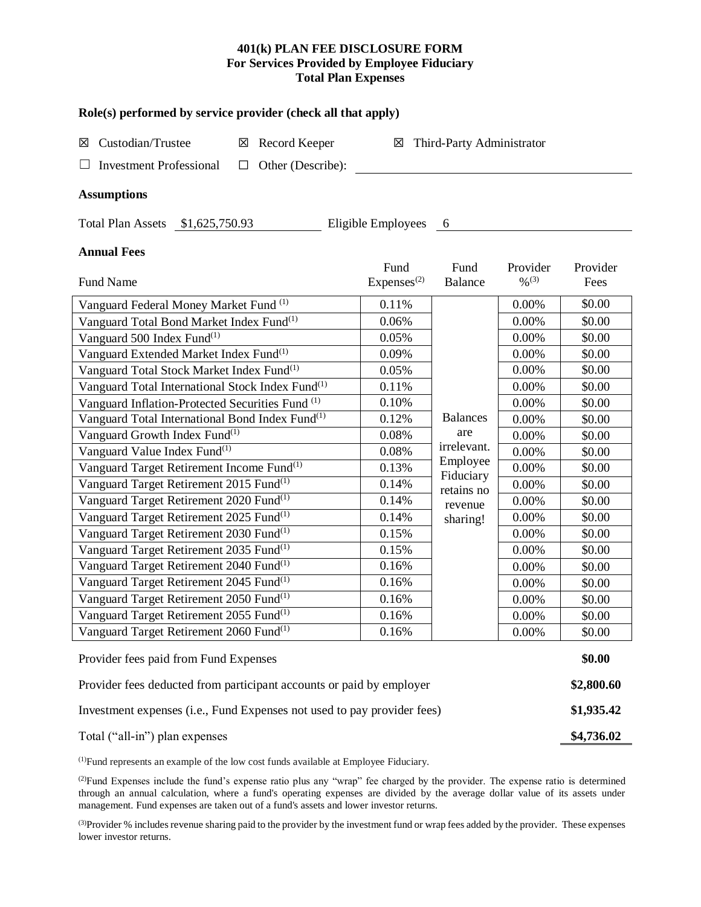**401(k) PLAN FEE DISCLOSURE FORM**
**For Services Provided by Employee Fiduciary**
**Total Plan Expenses**

## Role(s) performed by service provider (check all that apply)

☒ Custodian/Trustee ☒ Record Keeper ☒ Third-Party Administrator

☐ Investment Professional ☐ Other (Describe):

## Assumptions

Total Plan Assets $1,625,750.93 Eligible Employees 6

## Annual Fees

| Fund Name | Fund Expenses[2] | Fund Balance | Provider %[3] | Provider Fees |
|---|---|---|---|---|
| Vanguard Federal Money Market Fund [1] | 0.11% | Balances are irrelevant. Employee Fiduciary retains no revenue sharing! | 0.00% | $0.00 |
| Vanguard Total Bond Market Index Fund[1] | 0.06% | | 0.00% | $0.00 |
| Vanguard 500 Index Fund[1] | 0.05% | | 0.00% | $0.00 |
| Vanguard Extended Market Index Fund[1] | 0.09% | | 0.00% | $0.00 |
| Vanguard Total Stock Market Index Fund[1] | 0.05% | | 0.00% | $0.00 |
| Vanguard Total International Stock Index Fund[1] | 0.11% | | 0.00% | $0.00 |
| Vanguard Inflation-Protected Securities Fund [1] | 0.10% | | 0.00% | $0.00 |
| Vanguard Total International Bond Index Fund[1] | 0.12% | | 0.00% | $0.00 |
| Vanguard Growth Index Fund[1] | 0.08% | | 0.00% | $0.00 |
| Vanguard Value Index Fund[1] | 0.08% | | 0.00% | $0.00 |
| Vanguard Target Retirement Income Fund[1] | 0.13% | | 0.00% | $0.00 |
| Vanguard Target Retirement 2015 Fund[1] | 0.14% | | 0.00% | $0.00 |
| Vanguard Target Retirement 2020 Fund[1] | 0.14% | | 0.00% | $0.00 |
| Vanguard Target Retirement 2025 Fund[1] | 0.14% | | 0.00% | $0.00 |
| Vanguard Target Retirement 2030 Fund[1] | 0.15% | | 0.00% | $0.00 |
| Vanguard Target Retirement 2035 Fund[1] | 0.15% | | 0.00% | $0.00 |
| Vanguard Target Retirement 2040 Fund[1] | 0.16% | | 0.00% | $0.00 |
| Vanguard Target Retirement 2045 Fund[1] | 0.16% | | 0.00% | $0.00 |
| Vanguard Target Retirement 2050 Fund[1] | 0.16% | | 0.00% | $0.00 |
| Vanguard Target Retirement 2055 Fund[1] | 0.16% | | 0.00% | $0.00 |
| Vanguard Target Retirement 2060 Fund[1] | 0.16% | | 0.00% | $0.00 |

| | |
|---|---|
| Provider fees paid from Fund Expenses | **$0.00** |
| Provider fees deducted from participant accounts or paid by employer | **$2,800.60** |
| Investment expenses (i.e., Fund Expenses not used to pay provider fees) | **$1,935.42** |
| Total ("all-in") plan expenses | **$4,736.02** |

[1]Fund represents an example of the low cost funds available at Employee Fiduciary.

[2]Fund Expenses include the fund's expense ratio plus any "wrap" fee charged by the provider. The expense ratio is determined through an annual calculation, where a fund's operating expenses are divided by the average dollar value of its assets under management. Fund expenses are taken out of a fund's assets and lower investor returns.

[3]Provider % includes revenue sharing paid to the provider by the investment fund or wrap fees added by the provider. These expenses lower investor returns.